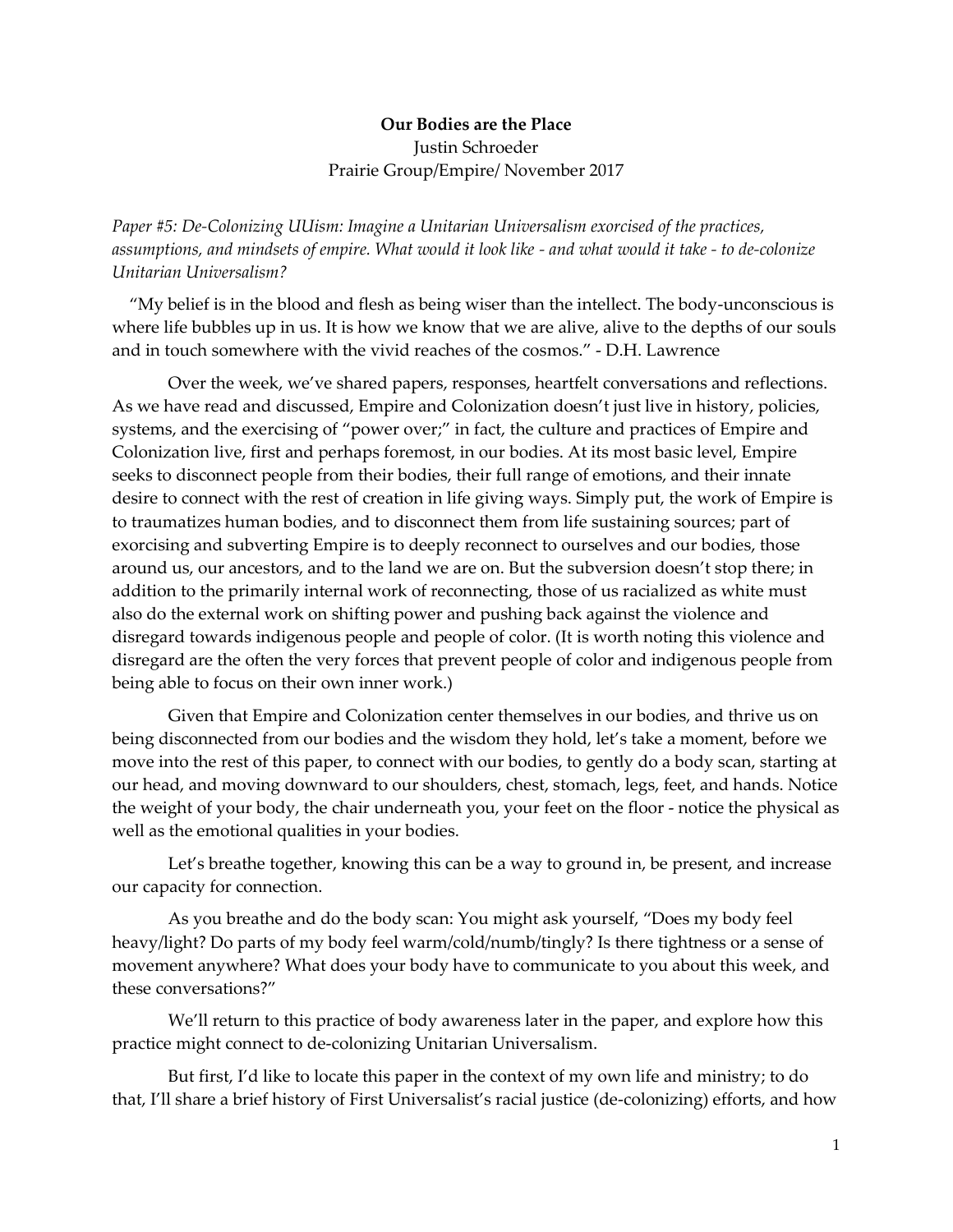**Our Bodies are the Place**

Justin Schroeder

Prairie Group/Empire/ November 2017

*Paper #5: De-Colonizing UUism: Imagine a Unitarian Universalism exorcised of the practices, assumptions, and mindsets of empire. What would it look like - and what would it take - to de-colonize Unitarian Universalism?*

"My belief is in the blood and flesh as being wiser than the intellect. The body-unconscious is where life bubbles up in us. It is how we know that we are alive, alive to the depths of our souls and in touch somewhere with the vivid reaches of the cosmos." - D.H. Lawrence

Over the week, we've shared papers, responses, heartfelt conversations and reflections. As we have read and discussed, Empire and Colonization doesn't just live in history, policies, systems, and the exercising of "power over;" in fact, the culture and practices of Empire and Colonization live, first and perhaps foremost, in our bodies. At its most basic level, Empire seeks to disconnect people from their bodies, their full range of emotions, and their innate desire to connect with the rest of creation in life giving ways. Simply put, the work of Empire is to traumatizes human bodies, and to disconnect them from life sustaining sources; part of exorcising and subverting Empire is to deeply reconnect to ourselves and our bodies, those around us, our ancestors, and to the land we are on. But the subversion doesn't stop there; in addition to the primarily internal work of reconnecting, those of us racialized as white must also do the external work on shifting power and pushing back against the violence and disregard towards indigenous people and people of color. (It is worth noting this violence and disregard are the often the very forces that prevent people of color and indigenous people from being able to focus on their own inner work.)

Given that Empire and Colonization center themselves in our bodies, and thrive us on being disconnected from our bodies and the wisdom they hold, let's take a moment, before we move into the rest of this paper, to connect with our bodies, to gently do a body scan, starting at our head, and moving downward to our shoulders, chest, stomach, legs, feet, and hands. Notice the weight of your body, the chair underneath you, your feet on the floor - notice the physical as well as the emotional qualities in your bodies.

Let's breathe together, knowing this can be a way to ground in, be present, and increase our capacity for connection.

As you breathe and do the body scan: You might ask yourself, "Does my body feel heavy/light? Do parts of my body feel warm/cold/numb/tingly? Is there tightness or a sense of movement anywhere? What does your body have to communicate to you about this week, and these conversations?"

We'll return to this practice of body awareness later in the paper, and explore how this practice might connect to de-colonizing Unitarian Universalism.

But first, I'd like to locate this paper in the context of my own life and ministry; to do that, I'll share a brief history of First Universalist's racial justice (de-colonizing) efforts, and how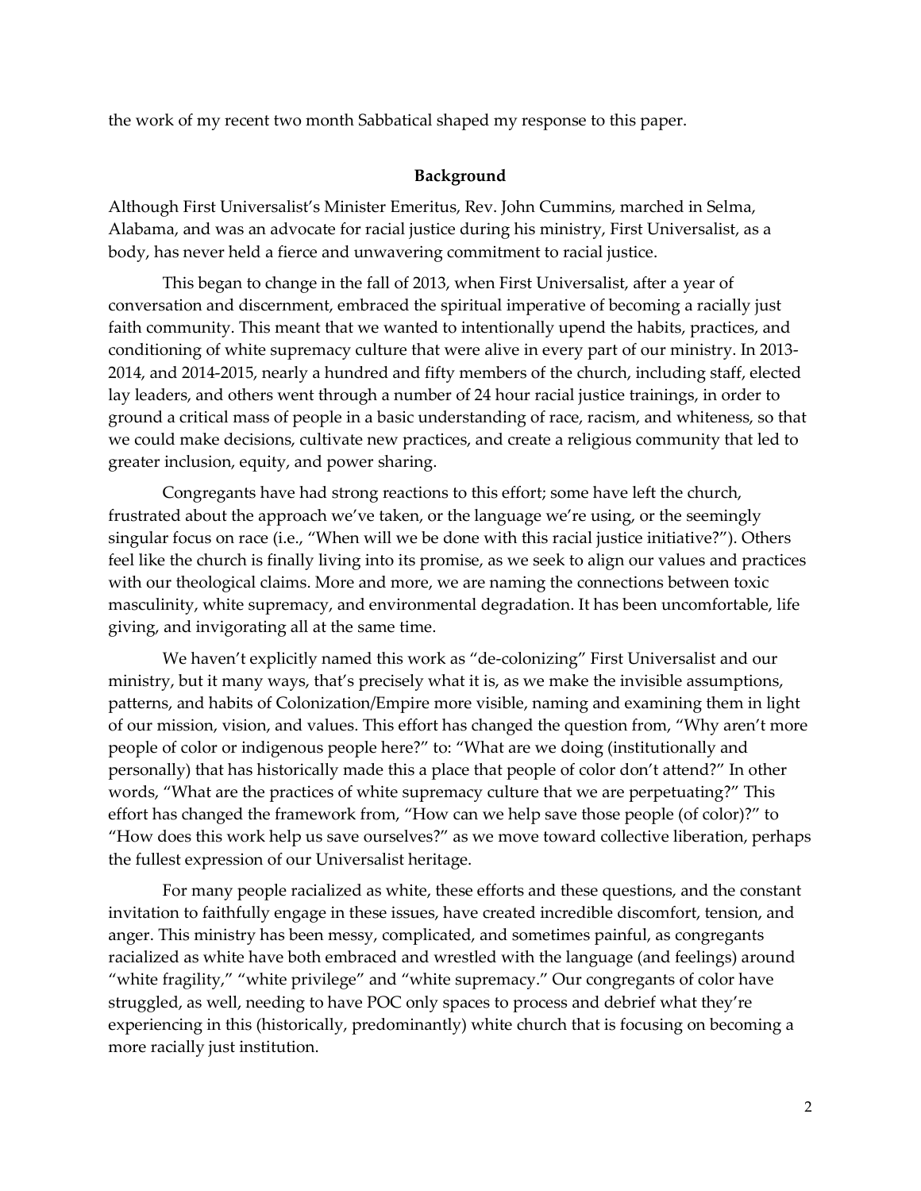the work of my recent two month Sabbatical shaped my response to this paper.

## Background

Although First Universalist's Minister Emeritus, Rev. John Cummins, marched in Selma, Alabama, and was an advocate for racial justice during his ministry, First Universalist, as a body, has never held a fierce and unwavering commitment to racial justice.

This began to change in the fall of 2013, when First Universalist, after a year of conversation and discernment, embraced the spiritual imperative of becoming a racially just faith community. This meant that we wanted to intentionally upend the habits, practices, and conditioning of white supremacy culture that were alive in every part of our ministry. In 2013-2014, and 2014-2015, nearly a hundred and fifty members of the church, including staff, elected lay leaders, and others went through a number of 24 hour racial justice trainings, in order to ground a critical mass of people in a basic understanding of race, racism, and whiteness, so that we could make decisions, cultivate new practices, and create a religious community that led to greater inclusion, equity, and power sharing.

Congregants have had strong reactions to this effort; some have left the church, frustrated about the approach we've taken, or the language we're using, or the seemingly singular focus on race (i.e., "When will we be done with this racial justice initiative?"). Others feel like the church is finally living into its promise, as we seek to align our values and practices with our theological claims. More and more, we are naming the connections between toxic masculinity, white supremacy, and environmental degradation. It has been uncomfortable, life giving, and invigorating all at the same time.

We haven't explicitly named this work as "de-colonizing" First Universalist and our ministry, but it many ways, that's precisely what it is, as we make the invisible assumptions, patterns, and habits of Colonization/Empire more visible, naming and examining them in light of our mission, vision, and values. This effort has changed the question from, "Why aren't more people of color or indigenous people here?" to: "What are we doing (institutionally and personally) that has historically made this a place that people of color don't attend?" In other words, "What are the practices of white supremacy culture that we are perpetuating?" This effort has changed the framework from, "How can we help save those people (of color)?" to "How does this work help us save ourselves?" as we move toward collective liberation, perhaps the fullest expression of our Universalist heritage.

For many people racialized as white, these efforts and these questions, and the constant invitation to faithfully engage in these issues, have created incredible discomfort, tension, and anger. This ministry has been messy, complicated, and sometimes painful, as congregants racialized as white have both embraced and wrestled with the language (and feelings) around "white fragility," "white privilege" and "white supremacy." Our congregants of color have struggled, as well, needing to have POC only spaces to process and debrief what they're experiencing in this (historically, predominantly) white church that is focusing on becoming a more racially just institution.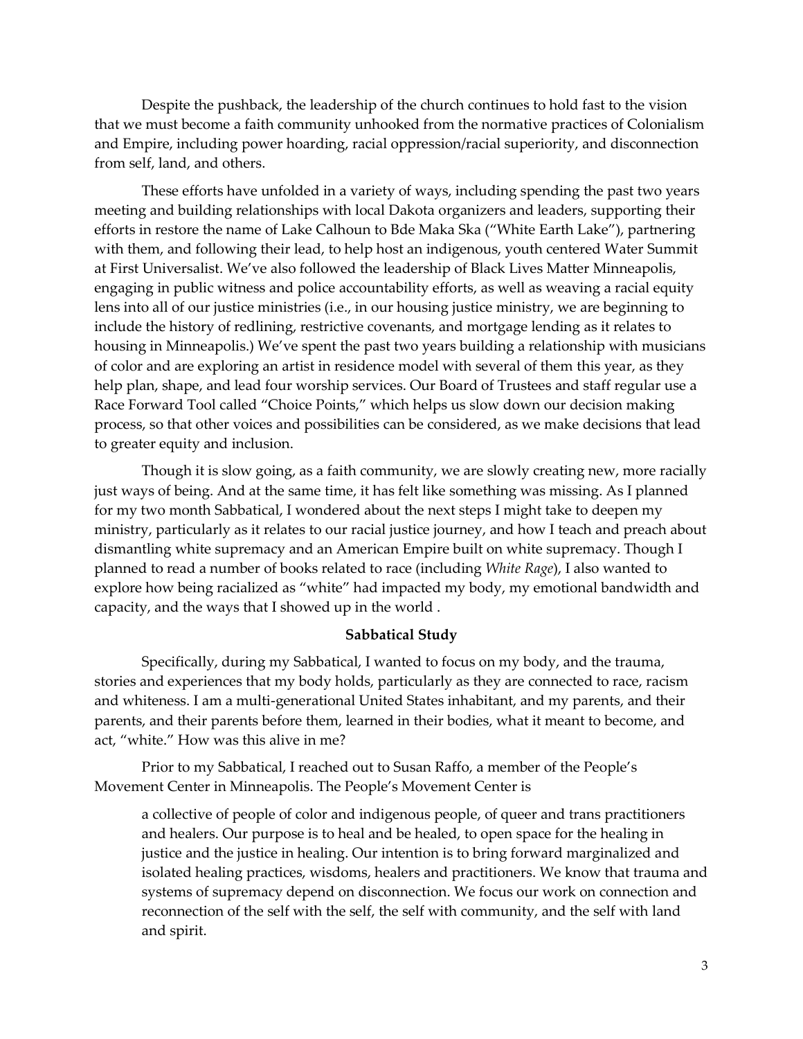Despite the pushback, the leadership of the church continues to hold fast to the vision that we must become a faith community unhooked from the normative practices of Colonialism and Empire, including power hoarding, racial oppression/racial superiority, and disconnection from self, land, and others.

These efforts have unfolded in a variety of ways, including spending the past two years meeting and building relationships with local Dakota organizers and leaders, supporting their efforts in restore the name of Lake Calhoun to Bde Maka Ska ("White Earth Lake"), partnering with them, and following their lead, to help host an indigenous, youth centered Water Summit at First Universalist. We've also followed the leadership of Black Lives Matter Minneapolis, engaging in public witness and police accountability efforts, as well as weaving a racial equity lens into all of our justice ministries (i.e., in our housing justice ministry, we are beginning to include the history of redlining, restrictive covenants, and mortgage lending as it relates to housing in Minneapolis.) We've spent the past two years building a relationship with musicians of color and are exploring an artist in residence model with several of them this year, as they help plan, shape, and lead four worship services. Our Board of Trustees and staff regular use a Race Forward Tool called "Choice Points," which helps us slow down our decision making process, so that other voices and possibilities can be considered, as we make decisions that lead to greater equity and inclusion.

Though it is slow going, as a faith community, we are slowly creating new, more racially just ways of being. And at the same time, it has felt like something was missing. As I planned for my two month Sabbatical, I wondered about the next steps I might take to deepen my ministry, particularly as it relates to our racial justice journey, and how I teach and preach about dismantling white supremacy and an American Empire built on white supremacy. Though I planned to read a number of books related to race (including *White Rage*), I also wanted to explore how being racialized as "white" had impacted my body, my emotional bandwidth and capacity, and the ways that I showed up in the world .

**Sabbatical Study**

Specifically, during my Sabbatical, I wanted to focus on my body, and the trauma, stories and experiences that my body holds, particularly as they are connected to race, racism and whiteness. I am a multi-generational United States inhabitant, and my parents, and their parents, and their parents before them, learned in their bodies, what it meant to become, and act, "white." How was this alive in me?

Prior to my Sabbatical, I reached out to Susan Raffo, a member of the People's Movement Center in Minneapolis. The People's Movement Center is

> a collective of people of color and indigenous people, of queer and trans practitioners and healers. Our purpose is to heal and be healed, to open space for the healing in justice and the justice in healing. Our intention is to bring forward marginalized and isolated healing practices, wisdoms, healers and practitioners. We know that trauma and systems of supremacy depend on disconnection. We focus our work on connection and reconnection of the self with the self, the self with community, and the self with land and spirit.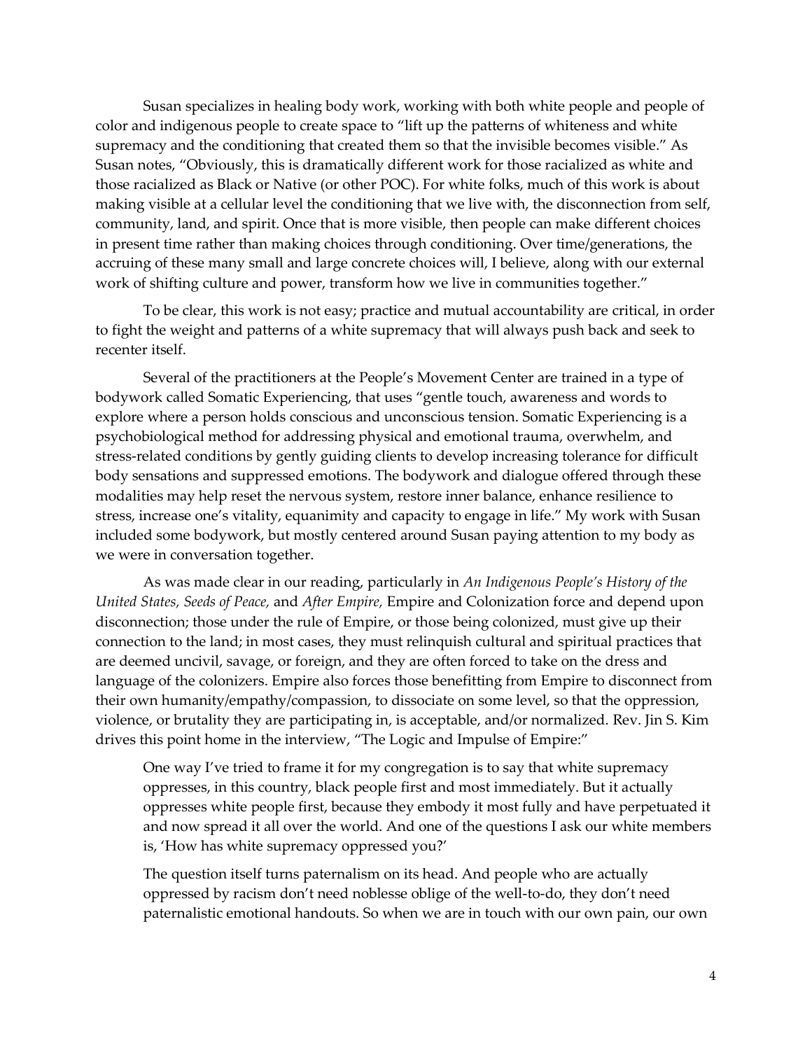Susan specializes in healing body work, working with both white people and people of color and indigenous people to create space to "lift up the patterns of whiteness and white supremacy and the conditioning that created them so that the invisible becomes visible." As Susan notes, "Obviously, this is dramatically different work for those racialized as white and those racialized as Black or Native (or other POC). For white folks, much of this work is about making visible at a cellular level the conditioning that we live with, the disconnection from self, community, land, and spirit. Once that is more visible, then people can make different choices in present time rather than making choices through conditioning. Over time/generations, the accruing of these many small and large concrete choices will, I believe, along with our external work of shifting culture and power, transform how we live in communities together."

To be clear, this work is not easy; practice and mutual accountability are critical, in order to fight the weight and patterns of a white supremacy that will always push back and seek to recenter itself.

Several of the practitioners at the People's Movement Center are trained in a type of bodywork called Somatic Experiencing, that uses "gentle touch, awareness and words to explore where a person holds conscious and unconscious tension. Somatic Experiencing is a psychobiological method for addressing physical and emotional trauma, overwhelm, and stress-related conditions by gently guiding clients to develop increasing tolerance for difficult body sensations and suppressed emotions. The bodywork and dialogue offered through these modalities may help reset the nervous system, restore inner balance, enhance resilience to stress, increase one's vitality, equanimity and capacity to engage in life." My work with Susan included some bodywork, but mostly centered around Susan paying attention to my body as we were in conversation together.

As was made clear in our reading, particularly in *An Indigenous People's History of the United States, Seeds of Peace,* and *After Empire,* Empire and Colonization force and depend upon disconnection; those under the rule of Empire, or those being colonized, must give up their connection to the land; in most cases, they must relinquish cultural and spiritual practices that are deemed uncivil, savage, or foreign, and they are often forced to take on the dress and language of the colonizers. Empire also forces those benefitting from Empire to disconnect from their own humanity/empathy/compassion, to dissociate on some level, so that the oppression, violence, or brutality they are participating in, is acceptable, and/or normalized. Rev. Jin S. Kim drives this point home in the interview, "The Logic and Impulse of Empire:"

> One way I've tried to frame it for my congregation is to say that white supremacy oppresses, in this country, black people first and most immediately. But it actually oppresses white people first, because they embody it most fully and have perpetuated it and now spread it all over the world. And one of the questions I ask our white members is, 'How has white supremacy oppressed you?'
>
> The question itself turns paternalism on its head. And people who are actually oppressed by racism don't need noblesse oblige of the well-to-do, they don't need paternalistic emotional handouts. So when we are in touch with our own pain, our own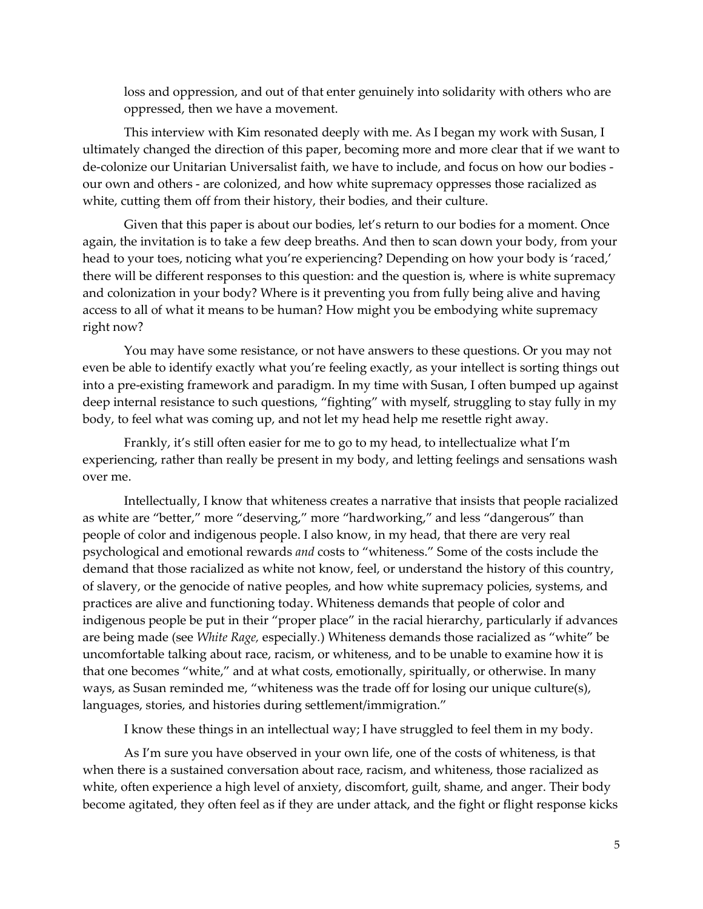loss and oppression, and out of that enter genuinely into solidarity with others who are oppressed, then we have a movement.

This interview with Kim resonated deeply with me. As I began my work with Susan, I ultimately changed the direction of this paper, becoming more and more clear that if we want to de-colonize our Unitarian Universalist faith, we have to include, and focus on how our bodies - our own and others - are colonized, and how white supremacy oppresses those racialized as white, cutting them off from their history, their bodies, and their culture.

Given that this paper is about our bodies, let's return to our bodies for a moment. Once again, the invitation is to take a few deep breaths. And then to scan down your body, from your head to your toes, noticing what you're experiencing? Depending on how your body is 'raced,' there will be different responses to this question: and the question is, where is white supremacy and colonization in your body? Where is it preventing you from fully being alive and having access to all of what it means to be human? How might you be embodying white supremacy right now?

You may have some resistance, or not have answers to these questions. Or you may not even be able to identify exactly what you're feeling exactly, as your intellect is sorting things out into a pre-existing framework and paradigm. In my time with Susan, I often bumped up against deep internal resistance to such questions, "fighting" with myself, struggling to stay fully in my body, to feel what was coming up, and not let my head help me resettle right away.

Frankly, it's still often easier for me to go to my head, to intellectualize what I'm experiencing, rather than really be present in my body, and letting feelings and sensations wash over me.

Intellectually, I know that whiteness creates a narrative that insists that people racialized as white are "better," more "deserving," more "hardworking," and less "dangerous" than people of color and indigenous people. I also know, in my head, that there are very real psychological and emotional rewards *and* costs to "whiteness." Some of the costs include the demand that those racialized as white not know, feel, or understand the history of this country, of slavery, or the genocide of native peoples, and how white supremacy policies, systems, and practices are alive and functioning today. Whiteness demands that people of color and indigenous people be put in their "proper place" in the racial hierarchy, particularly if advances are being made (see *White Rage,* especially.) Whiteness demands those racialized as "white" be uncomfortable talking about race, racism, or whiteness, and to be unable to examine how it is that one becomes "white," and at what costs, emotionally, spiritually, or otherwise. In many ways, as Susan reminded me, "whiteness was the trade off for losing our unique culture(s), languages, stories, and histories during settlement/immigration."

I know these things in an intellectual way; I have struggled to feel them in my body.

As I'm sure you have observed in your own life, one of the costs of whiteness, is that when there is a sustained conversation about race, racism, and whiteness, those racialized as white, often experience a high level of anxiety, discomfort, guilt, shame, and anger. Their body become agitated, they often feel as if they are under attack, and the fight or flight response kicks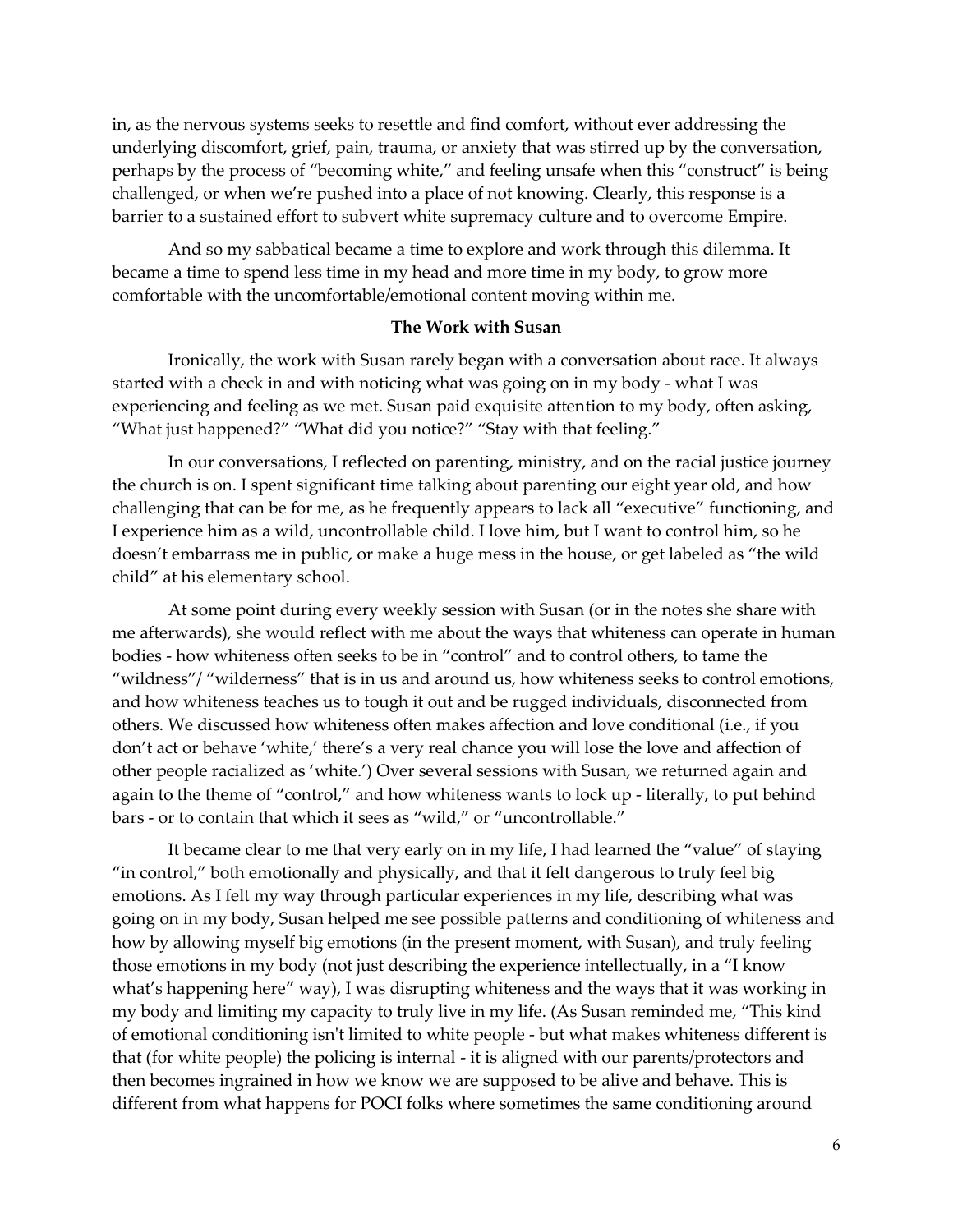in, as the nervous systems seeks to resettle and find comfort, without ever addressing the underlying discomfort, grief, pain, trauma, or anxiety that was stirred up by the conversation, perhaps by the process of "becoming white," and feeling unsafe when this "construct" is being challenged, or when we're pushed into a place of not knowing. Clearly, this response is a barrier to a sustained effort to subvert white supremacy culture and to overcome Empire.

And so my sabbatical became a time to explore and work through this dilemma. It became a time to spend less time in my head and more time in my body, to grow more comfortable with the uncomfortable/emotional content moving within me.

**The Work with Susan**

Ironically, the work with Susan rarely began with a conversation about race. It always started with a check in and with noticing what was going on in my body - what I was experiencing and feeling as we met. Susan paid exquisite attention to my body, often asking, "What just happened?" "What did you notice?" "Stay with that feeling."

In our conversations, I reflected on parenting, ministry, and on the racial justice journey the church is on. I spent significant time talking about parenting our eight year old, and how challenging that can be for me, as he frequently appears to lack all "executive" functioning, and I experience him as a wild, uncontrollable child. I love him, but I want to control him, so he doesn't embarrass me in public, or make a huge mess in the house, or get labeled as "the wild child" at his elementary school.

At some point during every weekly session with Susan (or in the notes she share with me afterwards), she would reflect with me about the ways that whiteness can operate in human bodies - how whiteness often seeks to be in "control" and to control others, to tame the "wildness"/ "wilderness" that is in us and around us, how whiteness seeks to control emotions, and how whiteness teaches us to tough it out and be rugged individuals, disconnected from others. We discussed how whiteness often makes affection and love conditional (i.e., if you don't act or behave 'white,' there's a very real chance you will lose the love and affection of other people racialized as 'white.') Over several sessions with Susan, we returned again and again to the theme of "control," and how whiteness wants to lock up - literally, to put behind bars - or to contain that which it sees as "wild," or "uncontrollable."

It became clear to me that very early on in my life, I had learned the "value" of staying "in control," both emotionally and physically, and that it felt dangerous to truly feel big emotions. As I felt my way through particular experiences in my life, describing what was going on in my body, Susan helped me see possible patterns and conditioning of whiteness and how by allowing myself big emotions (in the present moment, with Susan), and truly feeling those emotions in my body (not just describing the experience intellectually, in a "I know what's happening here" way), I was disrupting whiteness and the ways that it was working in my body and limiting my capacity to truly live in my life. (As Susan reminded me, "This kind of emotional conditioning isn't limited to white people - but what makes whiteness different is that (for white people) the policing is internal - it is aligned with our parents/protectors and then becomes ingrained in how we know we are supposed to be alive and behave. This is different from what happens for POCI folks where sometimes the same conditioning around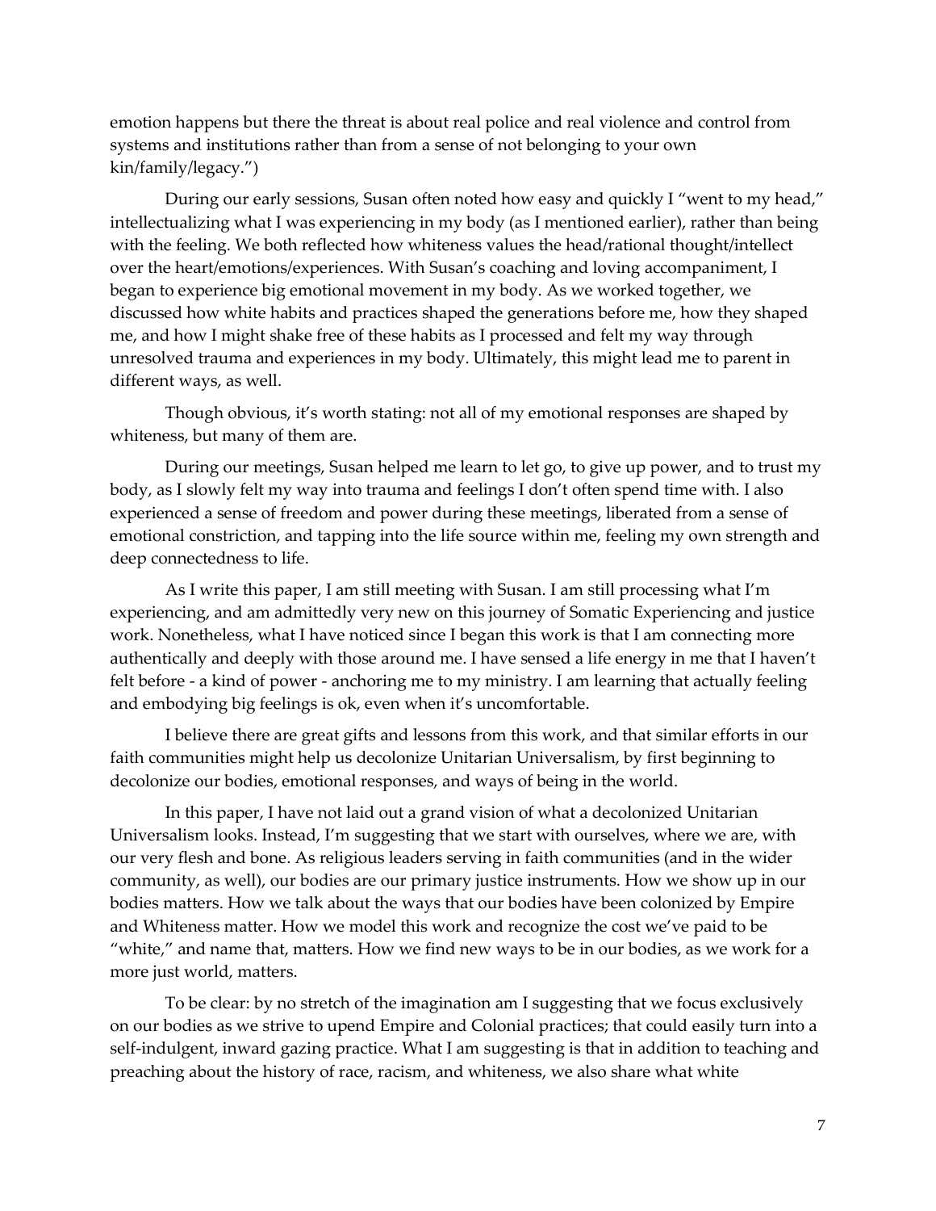emotion happens but there the threat is about real police and real violence and control from systems and institutions rather than from a sense of not belonging to your own kin/family/legacy.")

During our early sessions, Susan often noted how easy and quickly I "went to my head," intellectualizing what I was experiencing in my body (as I mentioned earlier), rather than being with the feeling. We both reflected how whiteness values the head/rational thought/intellect over the heart/emotions/experiences. With Susan's coaching and loving accompaniment, I began to experience big emotional movement in my body. As we worked together, we discussed how white habits and practices shaped the generations before me, how they shaped me, and how I might shake free of these habits as I processed and felt my way through unresolved trauma and experiences in my body. Ultimately, this might lead me to parent in different ways, as well.

Though obvious, it's worth stating: not all of my emotional responses are shaped by whiteness, but many of them are.

During our meetings, Susan helped me learn to let go, to give up power, and to trust my body, as I slowly felt my way into trauma and feelings I don't often spend time with. I also experienced a sense of freedom and power during these meetings, liberated from a sense of emotional constriction, and tapping into the life source within me, feeling my own strength and deep connectedness to life.

As I write this paper, I am still meeting with Susan. I am still processing what I'm experiencing, and am admittedly very new on this journey of Somatic Experiencing and justice work. Nonetheless, what I have noticed since I began this work is that I am connecting more authentically and deeply with those around me. I have sensed a life energy in me that I haven't felt before - a kind of power - anchoring me to my ministry. I am learning that actually feeling and embodying big feelings is ok, even when it's uncomfortable.

I believe there are great gifts and lessons from this work, and that similar efforts in our faith communities might help us decolonize Unitarian Universalism, by first beginning to decolonize our bodies, emotional responses, and ways of being in the world.

In this paper, I have not laid out a grand vision of what a decolonized Unitarian Universalism looks. Instead, I'm suggesting that we start with ourselves, where we are, with our very flesh and bone. As religious leaders serving in faith communities (and in the wider community, as well), our bodies are our primary justice instruments. How we show up in our bodies matters. How we talk about the ways that our bodies have been colonized by Empire and Whiteness matter. How we model this work and recognize the cost we've paid to be "white," and name that, matters. How we find new ways to be in our bodies, as we work for a more just world, matters.

To be clear: by no stretch of the imagination am I suggesting that we focus exclusively on our bodies as we strive to upend Empire and Colonial practices; that could easily turn into a self-indulgent, inward gazing practice. What I am suggesting is that in addition to teaching and preaching about the history of race, racism, and whiteness, we also share what white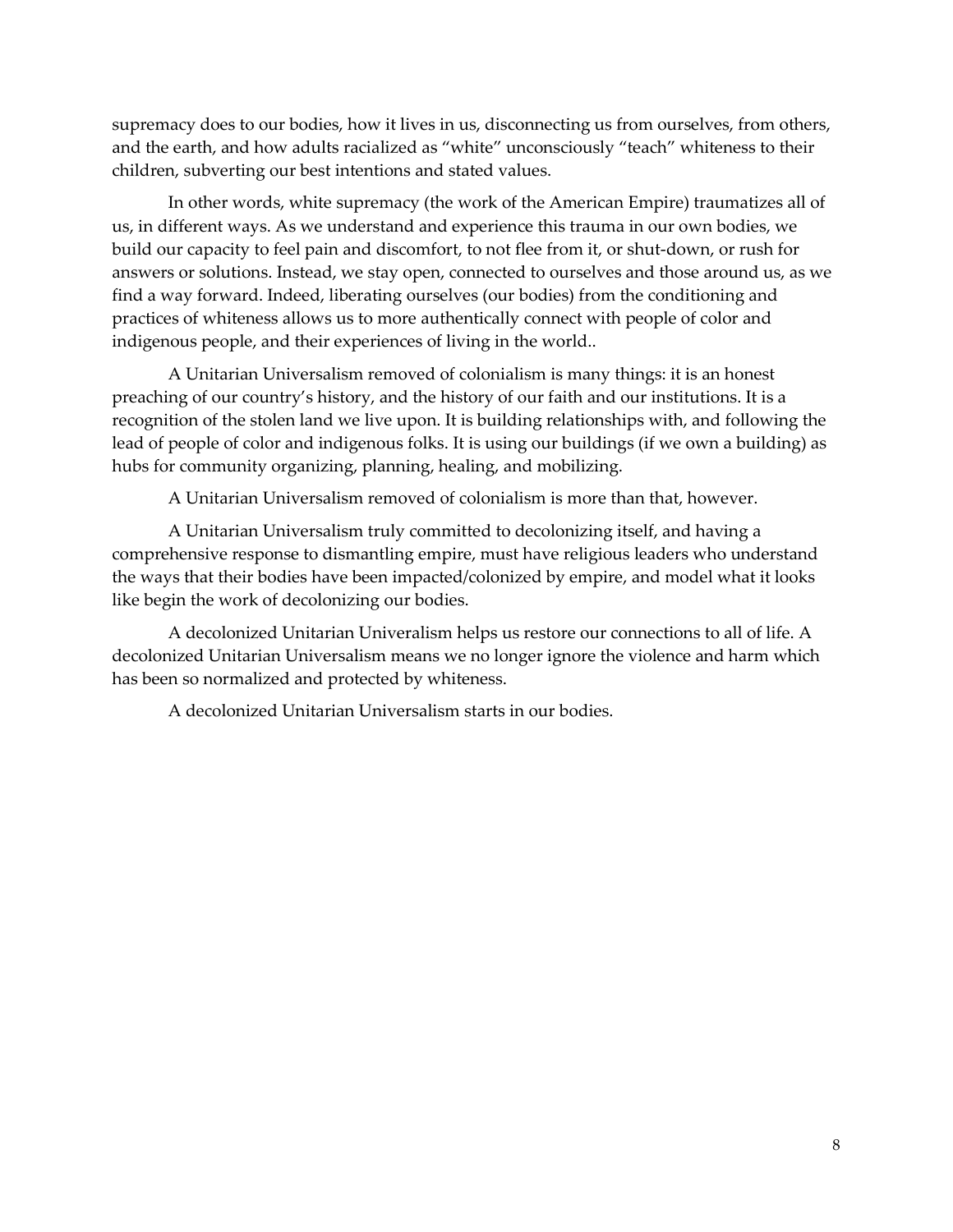supremacy does to our bodies, how it lives in us, disconnecting us from ourselves, from others, and the earth, and how adults racialized as "white" unconsciously "teach" whiteness to their children, subverting our best intentions and stated values.

In other words, white supremacy (the work of the American Empire) traumatizes all of us, in different ways. As we understand and experience this trauma in our own bodies, we build our capacity to feel pain and discomfort, to not flee from it, or shut-down, or rush for answers or solutions. Instead, we stay open, connected to ourselves and those around us, as we find a way forward. Indeed, liberating ourselves (our bodies) from the conditioning and practices of whiteness allows us to more authentically connect with people of color and indigenous people, and their experiences of living in the world..

A Unitarian Universalism removed of colonialism is many things: it is an honest preaching of our country's history, and the history of our faith and our institutions. It is a recognition of the stolen land we live upon. It is building relationships with, and following the lead of people of color and indigenous folks. It is using our buildings (if we own a building) as hubs for community organizing, planning, healing, and mobilizing.

A Unitarian Universalism removed of colonialism is more than that, however.

A Unitarian Universalism truly committed to decolonizing itself, and having a comprehensive response to dismantling empire, must have religious leaders who understand the ways that their bodies have been impacted/colonized by empire, and model what it looks like begin the work of decolonizing our bodies.

A decolonized Unitarian Univeralism helps us restore our connections to all of life. A decolonized Unitarian Universalism means we no longer ignore the violence and harm which has been so normalized and protected by whiteness.

A decolonized Unitarian Universalism starts in our bodies.